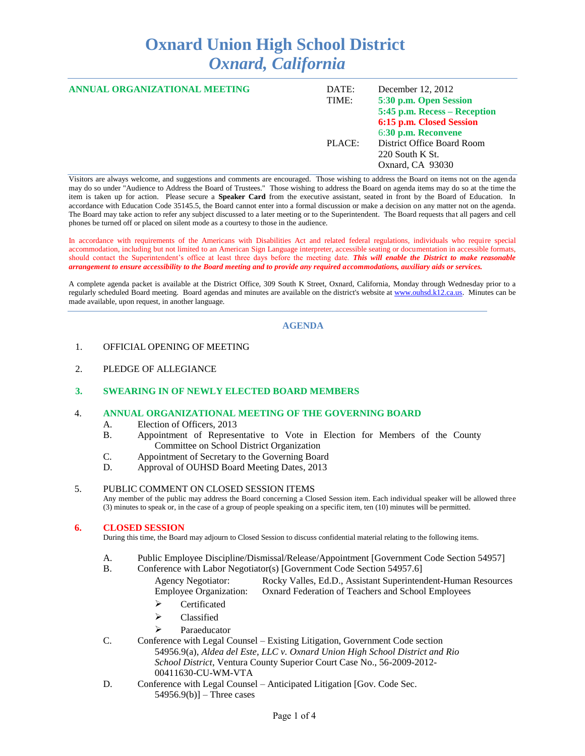# Oxnard Union High School District
## *Oxnard, California*

**ANNUAL ORGANIZATIONAL MEETING**

| | |
|---|---|
| DATE: | December 12, 2012 |
| TIME: | **5:30 p.m. Open Session** |
| | **5:45 p.m. Recess – Reception** |
| | **6:15 p.m. Closed Session** |
| | **6:30 p.m. Reconvene** |
| PLACE: | District Office Board Room |
| | 220 South K St. |
| | Oxnard, CA 93030 |

Visitors are always welcome, and suggestions and comments are encouraged. Those wishing to address the Board on items not on the agenda may do so under "Audience to Address the Board of Trustees." Those wishing to address the Board on agenda items may do so at the time the item is taken up for action. Please secure a **Speaker Card** from the executive assistant, seated in front by the Board of Education. In accordance with Education Code 35145.5, the Board cannot enter into a formal discussion or make a decision on any matter not on the agenda. The Board may take action to refer any subject discussed to a later meeting or to the Superintendent. The Board requests that all pagers and cell phones be turned off or placed on silent mode as a courtesy to those in the audience.

In accordance with requirements of the Americans with Disabilities Act and related federal regulations, individuals who require special accommodation, including but not limited to an American Sign Language interpreter, accessible seating or documentation in accessible formats, should contact the Superintendent's office at least three days before the meeting date. ***This will enable the District to make reasonable arrangement to ensure accessibility to the Board meeting and to provide any required accommodations, auxiliary aids or services.***

A complete agenda packet is available at the District Office, 309 South K Street, Oxnard, California, Monday through Wednesday prior to a regularly scheduled Board meeting. Board agendas and minutes are available on the district's website at www.ouhsd.k12.ca.us. Minutes can be made available, upon request, in another language.

## AGENDA

1. OFFICIAL OPENING OF MEETING

2. PLEDGE OF ALLEGIANCE

3. **SWEARING IN OF NEWLY ELECTED BOARD MEMBERS**

4. **ANNUAL ORGANIZATIONAL MEETING OF THE GOVERNING BOARD**
   - A. Election of Officers, 2013
   - B. Appointment of Representative to Vote in Election for Members of the County Committee on School District Organization
   - C. Appointment of Secretary to the Governing Board
   - D. Approval of OUHSD Board Meeting Dates, 2013

5. PUBLIC COMMENT ON CLOSED SESSION ITEMS

   Any member of the public may address the Board concerning a Closed Session item. Each individual speaker will be allowed three (3) minutes to speak or, in the case of a group of people speaking on a specific item, ten (10) minutes will be permitted.

6. **CLOSED SESSION**

   During this time, the Board may adjourn to Closed Session to discuss confidential material relating to the following items.

   - A. Public Employee Discipline/Dismissal/Release/Appointment [Government Code Section 54957]
   - B. Conference with Labor Negotiator(s) [Government Code Section 54957.6]

     Agency Negotiator: Rocky Valles, Ed.D., Assistant Superintendent-Human Resources
     Employee Organization: Oxnard Federation of Teachers and School Employees
     - Certificated
     - Classified
     - Paraeducator
   - C. Conference with Legal Counsel – Existing Litigation, Government Code section 54956.9(a), *Aldea del Este, LLC v. Oxnard Union High School District and Rio School District*, Ventura County Superior Court Case No., 56-2009-2012-00411630-CU-WM-VTA
   - D. Conference with Legal Counsel – Anticipated Litigation [Gov. Code Sec. 54956.9(b)] – Three cases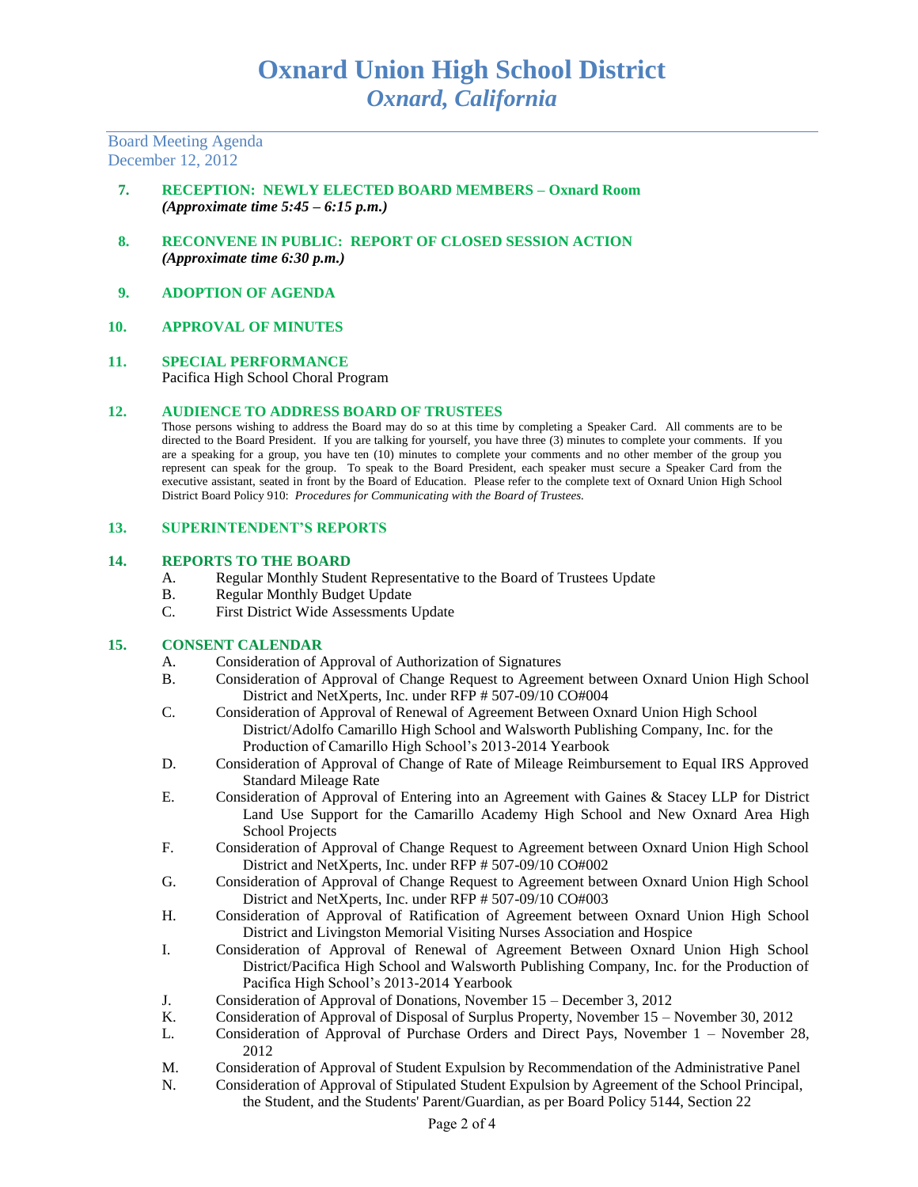# Oxnard Union High School District
## *Oxnard, California*

Board Meeting Agenda
December 12, 2012

**7. RECEPTION: NEWLY ELECTED BOARD MEMBERS – Oxnard Room**
***(Approximate time 5:45 – 6:15 p.m.)***

**8. RECONVENE IN PUBLIC: REPORT OF CLOSED SESSION ACTION**
***(Approximate time 6:30 p.m.)***

**9. ADOPTION OF AGENDA**

**10. APPROVAL OF MINUTES**

**11. SPECIAL PERFORMANCE**
Pacifica High School Choral Program

**12. AUDIENCE TO ADDRESS BOARD OF TRUSTEES**
Those persons wishing to address the Board may do so at this time by completing a Speaker Card. All comments are to be directed to the Board President. If you are talking for yourself, you have three (3) minutes to complete your comments. If you are a speaking for a group, you have ten (10) minutes to complete your comments and no other member of the group you represent can speak for the group. To speak to the Board President, each speaker must secure a Speaker Card from the executive assistant, seated in front by the Board of Education. Please refer to the complete text of Oxnard Union High School District Board Policy 910: *Procedures for Communicating with the Board of Trustees.*

**13. SUPERINTENDENT'S REPORTS**

**14. REPORTS TO THE BOARD**
- A. Regular Monthly Student Representative to the Board of Trustees Update
- B. Regular Monthly Budget Update
- C. First District Wide Assessments Update

**15. CONSENT CALENDAR**
- A. Consideration of Approval of Authorization of Signatures
- B. Consideration of Approval of Change Request to Agreement between Oxnard Union High School District and NetXperts, Inc. under RFP # 507-09/10 CO#004
- C. Consideration of Approval of Renewal of Agreement Between Oxnard Union High School District/Adolfo Camarillo High School and Walsworth Publishing Company, Inc. for the Production of Camarillo High School's 2013-2014 Yearbook
- D. Consideration of Approval of Change of Rate of Mileage Reimbursement to Equal IRS Approved Standard Mileage Rate
- E. Consideration of Approval of Entering into an Agreement with Gaines & Stacey LLP for District Land Use Support for the Camarillo Academy High School and New Oxnard Area High School Projects
- F. Consideration of Approval of Change Request to Agreement between Oxnard Union High School District and NetXperts, Inc. under RFP # 507-09/10 CO#002
- G. Consideration of Approval of Change Request to Agreement between Oxnard Union High School District and NetXperts, Inc. under RFP # 507-09/10 CO#003
- H. Consideration of Approval of Ratification of Agreement between Oxnard Union High School District and Livingston Memorial Visiting Nurses Association and Hospice
- I. Consideration of Approval of Renewal of Agreement Between Oxnard Union High School District/Pacifica High School and Walsworth Publishing Company, Inc. for the Production of Pacifica High School's 2013-2014 Yearbook
- J. Consideration of Approval of Donations, November 15 – December 3, 2012
- K. Consideration of Approval of Disposal of Surplus Property, November 15 – November 30, 2012
- L. Consideration of Approval of Purchase Orders and Direct Pays, November 1 – November 28, 2012
- M. Consideration of Approval of Student Expulsion by Recommendation of the Administrative Panel
- N. Consideration of Approval of Stipulated Student Expulsion by Agreement of the School Principal, the Student, and the Students' Parent/Guardian, as per Board Policy 5144, Section 22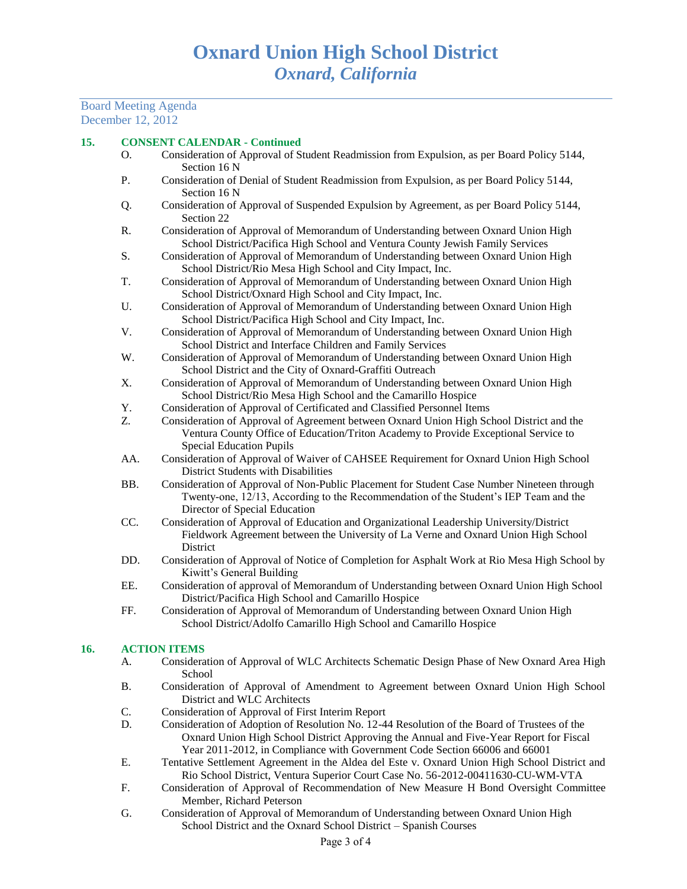# Oxnard Union High School District
## *Oxnard, California*

Board Meeting Agenda
December 12, 2012

**15. CONSENT CALENDAR - Continued**

O. Consideration of Approval of Student Readmission from Expulsion, as per Board Policy 5144, Section 16 N

P. Consideration of Denial of Student Readmission from Expulsion, as per Board Policy 5144, Section 16 N

Q. Consideration of Approval of Suspended Expulsion by Agreement, as per Board Policy 5144, Section 22

R. Consideration of Approval of Memorandum of Understanding between Oxnard Union High School District/Pacifica High School and Ventura County Jewish Family Services

S. Consideration of Approval of Memorandum of Understanding between Oxnard Union High School District/Rio Mesa High School and City Impact, Inc.

T. Consideration of Approval of Memorandum of Understanding between Oxnard Union High School District/Oxnard High School and City Impact, Inc.

U. Consideration of Approval of Memorandum of Understanding between Oxnard Union High School District/Pacifica High School and City Impact, Inc.

V. Consideration of Approval of Memorandum of Understanding between Oxnard Union High School District and Interface Children and Family Services

W. Consideration of Approval of Memorandum of Understanding between Oxnard Union High School District and the City of Oxnard-Graffiti Outreach

X. Consideration of Approval of Memorandum of Understanding between Oxnard Union High School District/Rio Mesa High School and the Camarillo Hospice

Y. Consideration of Approval of Certificated and Classified Personnel Items

Z. Consideration of Approval of Agreement between Oxnard Union High School District and the Ventura County Office of Education/Triton Academy to Provide Exceptional Service to Special Education Pupils

AA. Consideration of Approval of Waiver of CAHSEE Requirement for Oxnard Union High School District Students with Disabilities

BB. Consideration of Approval of Non-Public Placement for Student Case Number Nineteen through Twenty-one, 12/13, According to the Recommendation of the Student's IEP Team and the Director of Special Education

CC. Consideration of Approval of Education and Organizational Leadership University/District Fieldwork Agreement between the University of La Verne and Oxnard Union High School District

DD. Consideration of Approval of Notice of Completion for Asphalt Work at Rio Mesa High School by Kiwitt's General Building

EE. Consideration of approval of Memorandum of Understanding between Oxnard Union High School District/Pacifica High School and Camarillo Hospice

FF. Consideration of Approval of Memorandum of Understanding between Oxnard Union High School District/Adolfo Camarillo High School and Camarillo Hospice

**16. ACTION ITEMS**

A. Consideration of Approval of WLC Architects Schematic Design Phase of New Oxnard Area High School

B. Consideration of Approval of Amendment to Agreement between Oxnard Union High School District and WLC Architects

C. Consideration of Approval of First Interim Report

D. Consideration of Adoption of Resolution No. 12-44 Resolution of the Board of Trustees of the Oxnard Union High School District Approving the Annual and Five-Year Report for Fiscal Year 2011-2012, in Compliance with Government Code Section 66006 and 66001

E. Tentative Settlement Agreement in the Aldea del Este v. Oxnard Union High School District and Rio School District, Ventura Superior Court Case No. 56-2012-00411630-CU-WM-VTA

F. Consideration of Approval of Recommendation of New Measure H Bond Oversight Committee Member, Richard Peterson

G. Consideration of Approval of Memorandum of Understanding between Oxnard Union High School District and the Oxnard School District – Spanish Courses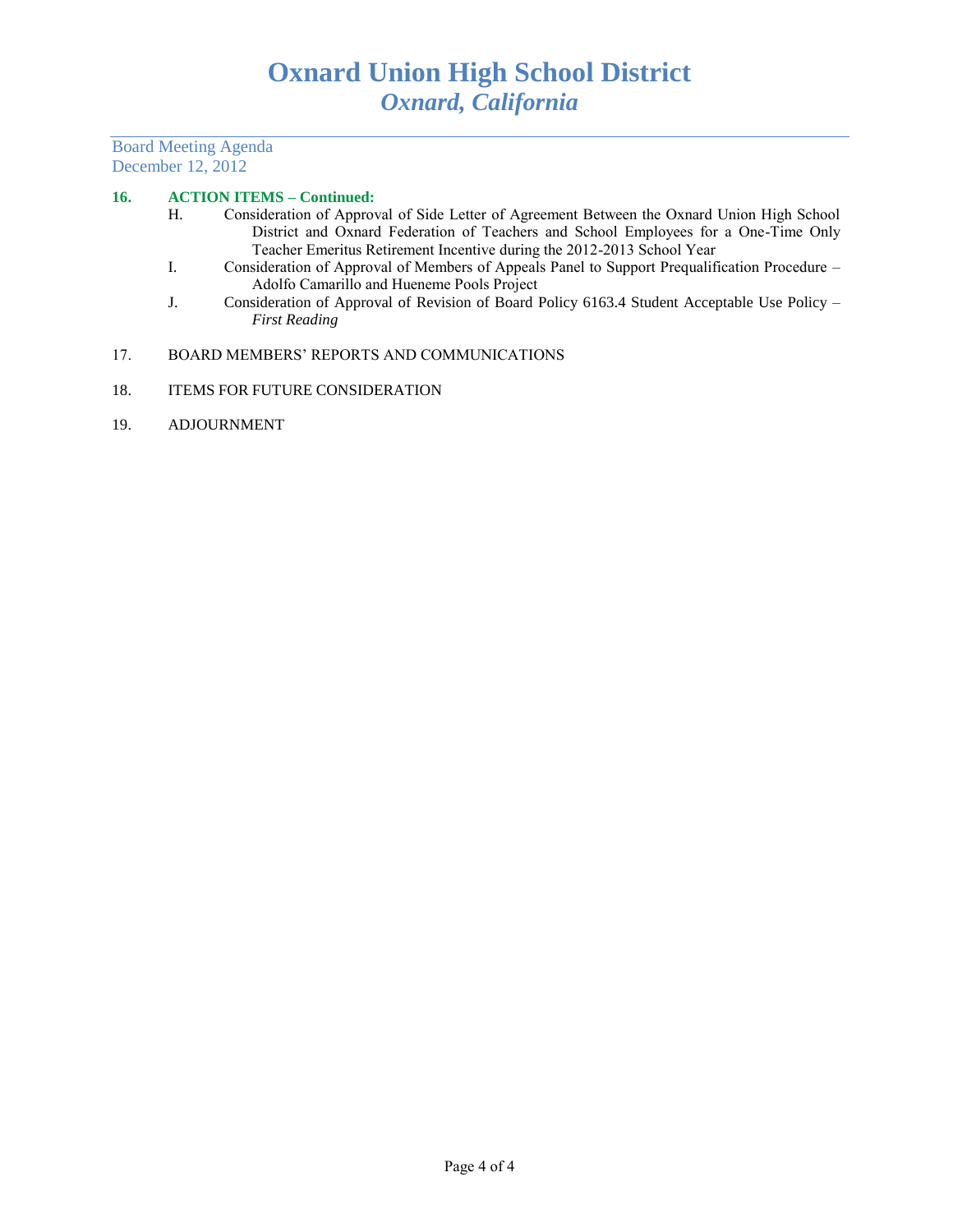# Oxnard Union High School District

## *Oxnard, California*

Board Meeting Agenda
December 12, 2012

**16. ACTION ITEMS – Continued:**

H. Consideration of Approval of Side Letter of Agreement Between the Oxnard Union High School District and Oxnard Federation of Teachers and School Employees for a One-Time Only Teacher Emeritus Retirement Incentive during the 2012-2013 School Year

I. Consideration of Approval of Members of Appeals Panel to Support Prequalification Procedure – Adolfo Camarillo and Hueneme Pools Project

J. Consideration of Approval of Revision of Board Policy 6163.4 Student Acceptable Use Policy – *First Reading*

17. BOARD MEMBERS' REPORTS AND COMMUNICATIONS

18. ITEMS FOR FUTURE CONSIDERATION

19. ADJOURNMENT